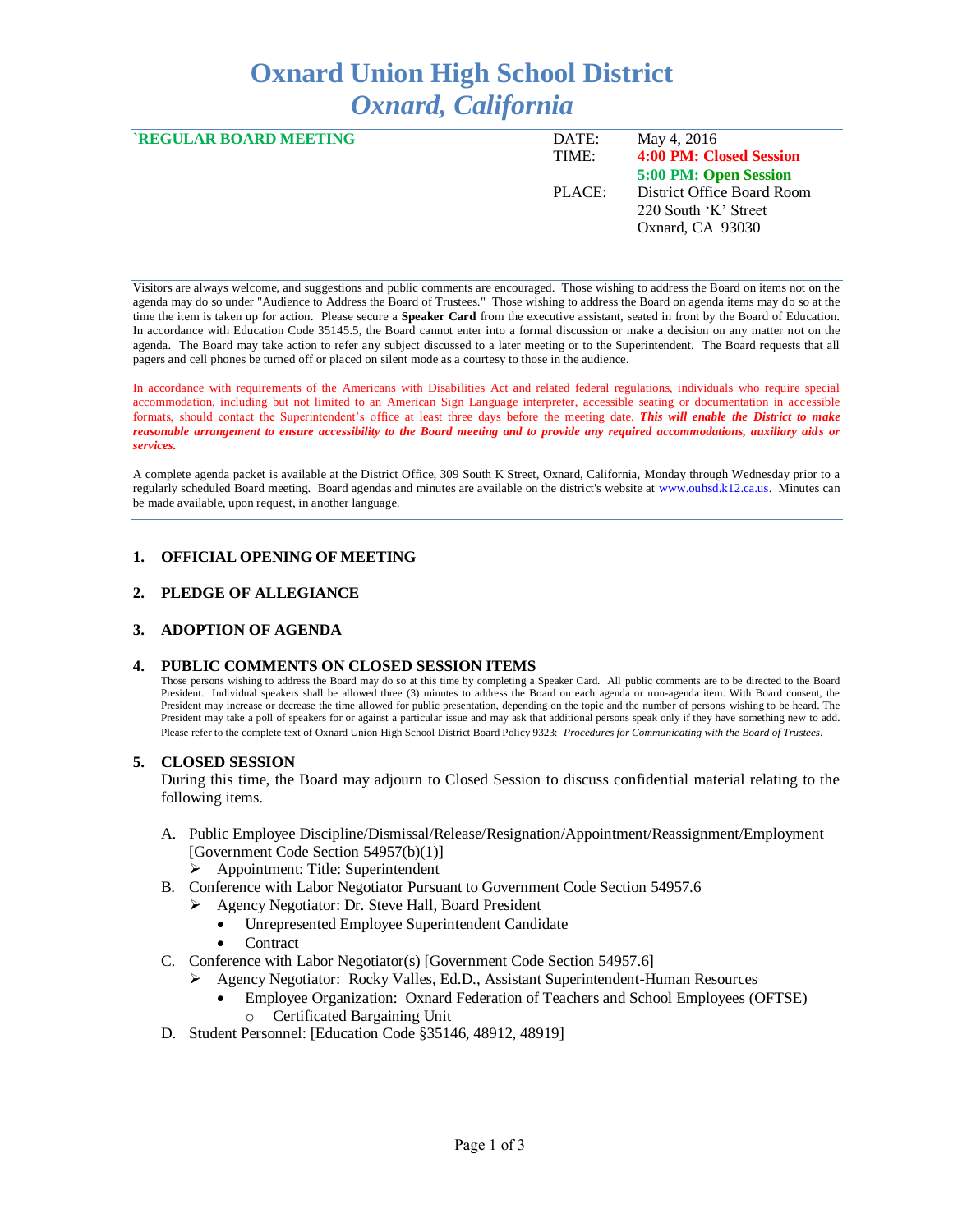# Oxnard Union High School District
## *Oxnard, California*

**`REGULAR BOARD MEETING**

| | |
|---|---|
| DATE: | May 4, 2016 |
| TIME: | **4:00 PM: Closed Session** |
| | **5:00 PM: Open Session** |
| PLACE: | District Office Board Room |
| | 220 South 'K' Street |
| | Oxnard, CA 93030 |

Visitors are always welcome, and suggestions and public comments are encouraged. Those wishing to address the Board on items not on the agenda may do so under "Audience to Address the Board of Trustees." Those wishing to address the Board on agenda items may do so at the time the item is taken up for action. Please secure a **Speaker Card** from the executive assistant, seated in front by the Board of Education. In accordance with Education Code 35145.5, the Board cannot enter into a formal discussion or make a decision on any matter not on the agenda. The Board may take action to refer any subject discussed to a later meeting or to the Superintendent. The Board requests that all pagers and cell phones be turned off or placed on silent mode as a courtesy to those in the audience.

In accordance with requirements of the Americans with Disabilities Act and related federal regulations, individuals who require special accommodation, including but not limited to an American Sign Language interpreter, accessible seating or documentation in accessible formats, should contact the Superintendent's office at least three days before the meeting date. ***This will enable the District to make reasonable arrangement to ensure accessibility to the Board meeting and to provide any required accommodations, auxiliary aids or services.***

A complete agenda packet is available at the District Office, 309 South K Street, Oxnard, California, Monday through Wednesday prior to a regularly scheduled Board meeting. Board agendas and minutes are available on the district's website at www.ouhsd.k12.ca.us. Minutes can be made available, upon request, in another language.

### 1. OFFICIAL OPENING OF MEETING

### 2. PLEDGE OF ALLEGIANCE

### 3. ADOPTION OF AGENDA

### 4. PUBLIC COMMENTS ON CLOSED SESSION ITEMS

Those persons wishing to address the Board may do so at this time by completing a Speaker Card. All public comments are to be directed to the Board President. Individual speakers shall be allowed three (3) minutes to address the Board on each agenda or non-agenda item. With Board consent, the President may increase or decrease the time allowed for public presentation, depending on the topic and the number of persons wishing to be heard. The President may take a poll of speakers for or against a particular issue and may ask that additional persons speak only if they have something new to add. Please refer to the complete text of Oxnard Union High School District Board Policy 9323: *Procedures for Communicating with the Board of Trustees*.

### 5. CLOSED SESSION

During this time, the Board may adjourn to Closed Session to discuss confidential material relating to the following items.

A. Public Employee Discipline/Dismissal/Release/Resignation/Appointment/Reassignment/Employment [Government Code Section 54957(b)(1)]
   - Appointment: Title: Superintendent

B. Conference with Labor Negotiator Pursuant to Government Code Section 54957.6
   - Agency Negotiator: Dr. Steve Hall, Board President
     - Unrepresented Employee Superintendent Candidate
     - Contract

C. Conference with Labor Negotiator(s) [Government Code Section 54957.6]
   - Agency Negotiator: Rocky Valles, Ed.D., Assistant Superintendent-Human Resources
     - Employee Organization: Oxnard Federation of Teachers and School Employees (OFTSE)
       - Certificated Bargaining Unit

D. Student Personnel: [Education Code §35146, 48912, 48919]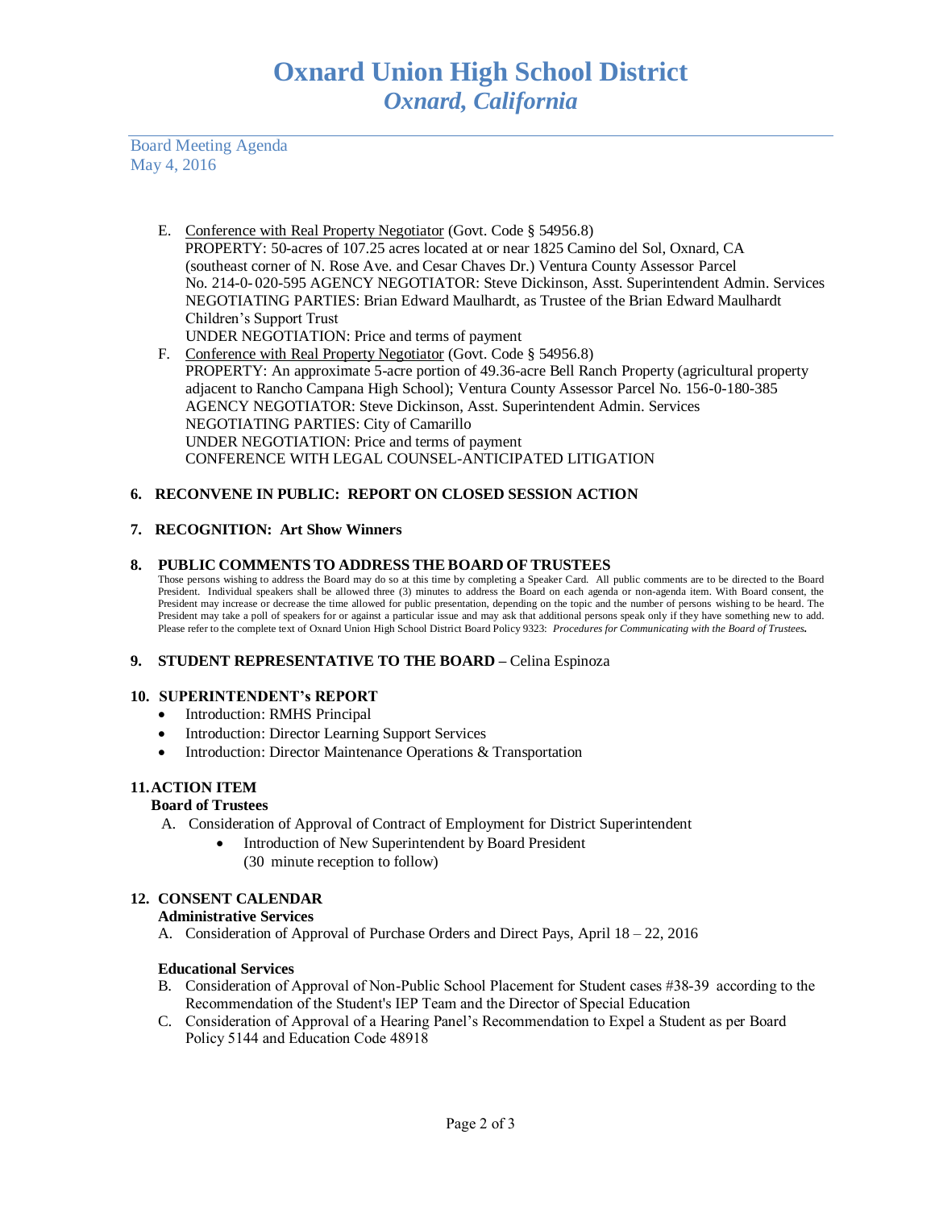E. Conference with Real Property Negotiator (Govt. Code § 54956.8)
   PROPERTY: 50-acres of 107.25 acres located at or near 1825 Camino del Sol, Oxnard, CA (southeast corner of N. Rose Ave. and Cesar Chaves Dr.) Ventura County Assessor Parcel No. 214-0- 020-595 AGENCY NEGOTIATOR: Steve Dickinson, Asst. Superintendent Admin. Services
   NEGOTIATING PARTIES: Brian Edward Maulhardt, as Trustee of the Brian Edward Maulhardt Children's Support Trust
   UNDER NEGOTIATION: Price and terms of payment
F. Conference with Real Property Negotiator (Govt. Code § 54956.8)
   PROPERTY: An approximate 5-acre portion of 49.36-acre Bell Ranch Property (agricultural property adjacent to Rancho Campana High School); Ventura County Assessor Parcel No. 156-0-180-385
   AGENCY NEGOTIATOR: Steve Dickinson, Asst. Superintendent Admin. Services
   NEGOTIATING PARTIES: City of Camarillo
   UNDER NEGOTIATION: Price and terms of payment
   CONFERENCE WITH LEGAL COUNSEL-ANTICIPATED LITIGATION

**6. RECONVENE IN PUBLIC: REPORT ON CLOSED SESSION ACTION**

**7. RECOGNITION: Art Show Winners**

**8. PUBLIC COMMENTS TO ADDRESS THE BOARD OF TRUSTEES**

Those persons wishing to address the Board may do so at this time by completing a Speaker Card. All public comments are to be directed to the Board President. Individual speakers shall be allowed three (3) minutes to address the Board on each agenda or non-agenda item. With Board consent, the President may increase or decrease the time allowed for public presentation, depending on the topic and the number of persons wishing to be heard. The President may take a poll of speakers for or against a particular issue and may ask that additional persons speak only if they have something new to add. Please refer to the complete text of Oxnard Union High School District Board Policy 9323: *Procedures for Communicating with the Board of Trustees.*

**9. STUDENT REPRESENTATIVE TO THE BOARD –** Celina Espinoza

**10. SUPERINTENDENT's REPORT**

- Introduction: RMHS Principal
- Introduction: Director Learning Support Services
- Introduction: Director Maintenance Operations & Transportation

**11. ACTION ITEM**

**Board of Trustees**

A. Consideration of Approval of Contract of Employment for District Superintendent
   - Introduction of New Superintendent by Board President
     (30 minute reception to follow)

**12. CONSENT CALENDAR**

**Administrative Services**

A. Consideration of Approval of Purchase Orders and Direct Pays, April 18 – 22, 2016

**Educational Services**

B. Consideration of Approval of Non-Public School Placement for Student cases #38-39 according to the Recommendation of the Student's IEP Team and the Director of Special Education
C. Consideration of Approval of a Hearing Panel's Recommendation to Expel a Student as per Board Policy 5144 and Education Code 48918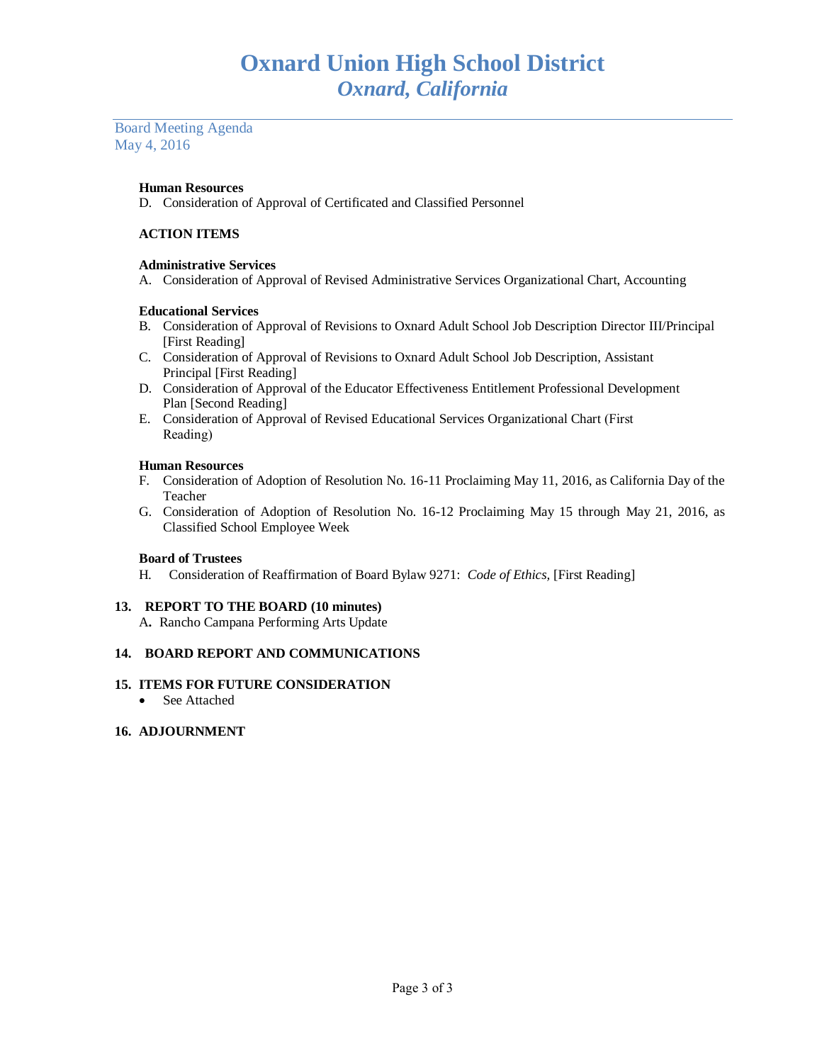# Oxnard Union High School District
## *Oxnard, California*

Board Meeting Agenda
May 4, 2016

**Human Resources**

D. Consideration of Approval of Certificated and Classified Personnel

**ACTION ITEMS**

**Administrative Services**

A. Consideration of Approval of Revised Administrative Services Organizational Chart, Accounting

**Educational Services**

B. Consideration of Approval of Revisions to Oxnard Adult School Job Description Director III/Principal [First Reading]
C. Consideration of Approval of Revisions to Oxnard Adult School Job Description, Assistant Principal [First Reading]
D. Consideration of Approval of the Educator Effectiveness Entitlement Professional Development Plan [Second Reading]
E. Consideration of Approval of Revised Educational Services Organizational Chart (First Reading)

**Human Resources**

F. Consideration of Adoption of Resolution No. 16-11 Proclaiming May 11, 2016, as California Day of the Teacher
G. Consideration of Adoption of Resolution No. 16-12 Proclaiming May 15 through May 21, 2016, as Classified School Employee Week

**Board of Trustees**

H. Consideration of Reaffirmation of Board Bylaw 9271: *Code of Ethics,* [First Reading]

**13. REPORT TO THE BOARD (10 minutes)**

A**.** Rancho Campana Performing Arts Update

**14. BOARD REPORT AND COMMUNICATIONS**

**15. ITEMS FOR FUTURE CONSIDERATION**

- See Attached

**16. ADJOURNMENT**